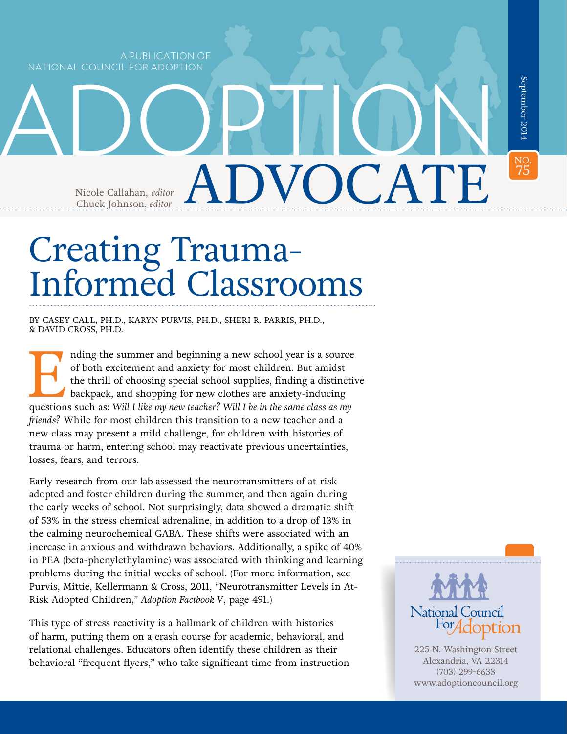A PUBLICATION OF NATIONAL COUNCIL FOR ADOPTION

# ADOPTION ADVOCATE

September 2014

NO. 75

Nicole Callahan, *editor*
Chuck Johnson, *editor*

# Creating Trauma-Informed Classrooms

BY CASEY CALL, PH.D., KARYN PURVIS, PH.D., SHERI R. PARRIS, PH.D., & DAVID CROSS, PH.D.

Ending the summer and beginning a new school year is a source of both excitement and anxiety for most children. But amidst the thrill of choosing special school supplies, finding a distinctive backpack, and shopping for new clothes are anxiety-inducing questions such as: *Will I like my new teacher? Will I be in the same class as my friends?* While for most children this transition to a new teacher and a new class may present a mild challenge, for children with histories of trauma or harm, entering school may reactivate previous uncertainties, losses, fears, and terrors.

Early research from our lab assessed the neurotransmitters of at-risk adopted and foster children during the summer, and then again during the early weeks of school. Not surprisingly, data showed a dramatic shift of 53% in the stress chemical adrenaline, in addition to a drop of 13% in the calming neurochemical GABA. These shifts were associated with an increase in anxious and withdrawn behaviors. Additionally, a spike of 40% in PEA (beta-phenylethylamine) was associated with thinking and learning problems during the initial weeks of school. (For more information, see Purvis, Mittie, Kellermann & Cross, 2011, "Neurotransmitter Levels in At-Risk Adopted Children," *Adoption Factbook* V, page 491.)

This type of stress reactivity is a hallmark of children with histories of harm, putting them on a crash course for academic, behavioral, and relational challenges. Educators often identify these children as their behavioral "frequent flyers," who take significant time from instruction

National Council For Adoption
225 N. Washington Street
Alexandria, VA 22314
(703) 299-6633
www.adoptioncouncil.org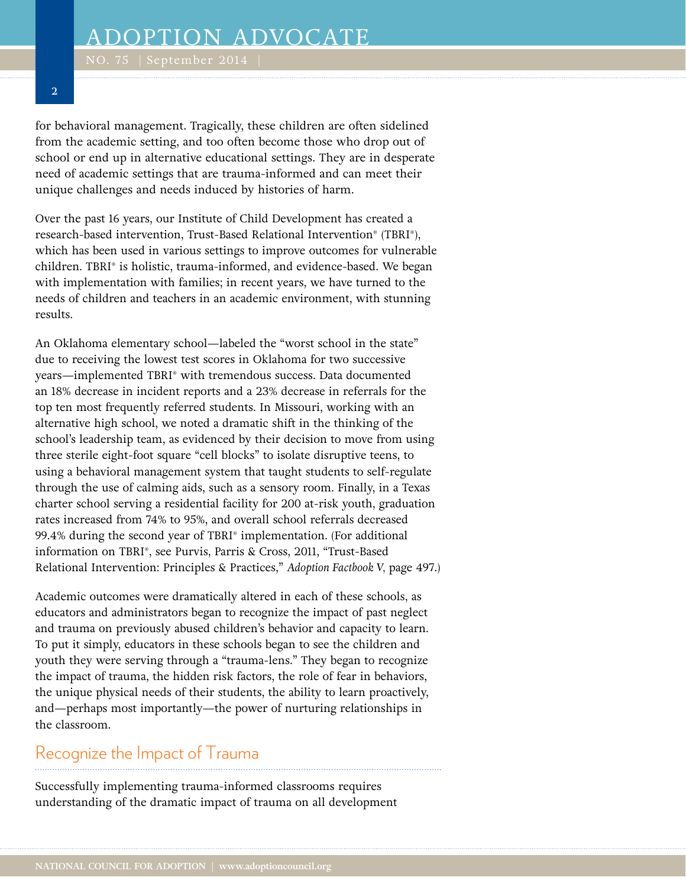for behavioral management. Tragically, these children are often sidelined from the academic setting, and too often become those who drop out of school or end up in alternative educational settings. They are in desperate need of academic settings that are trauma-informed and can meet their unique challenges and needs induced by histories of harm.

Over the past 16 years, our Institute of Child Development has created a research-based intervention, Trust-Based Relational Intervention® (TBRI®), which has been used in various settings to improve outcomes for vulnerable children. TBRI® is holistic, trauma-informed, and evidence-based. We began with implementation with families; in recent years, we have turned to the needs of children and teachers in an academic environment, with stunning results.

An Oklahoma elementary school—labeled the "worst school in the state" due to receiving the lowest test scores in Oklahoma for two successive years—implemented TBRI® with tremendous success. Data documented an 18% decrease in incident reports and a 23% decrease in referrals for the top ten most frequently referred students. In Missouri, working with an alternative high school, we noted a dramatic shift in the thinking of the school's leadership team, as evidenced by their decision to move from using three sterile eight-foot square "cell blocks" to isolate disruptive teens, to using a behavioral management system that taught students to self-regulate through the use of calming aids, such as a sensory room. Finally, in a Texas charter school serving a residential facility for 200 at-risk youth, graduation rates increased from 74% to 95%, and overall school referrals decreased 99.4% during the second year of TBRI® implementation. (For additional information on TBRI®, see Purvis, Parris & Cross, 2011, "Trust-Based Relational Intervention: Principles & Practices," *Adoption Factbook* V, page 497.)

Academic outcomes were dramatically altered in each of these schools, as educators and administrators began to recognize the impact of past neglect and trauma on previously abused children's behavior and capacity to learn. To put it simply, educators in these schools began to see the children and youth they were serving through a "trauma-lens." They began to recognize the impact of trauma, the hidden risk factors, the role of fear in behaviors, the unique physical needs of their students, the ability to learn proactively, and—perhaps most importantly—the power of nurturing relationships in the classroom.

## Recognize the Impact of Trauma

Successfully implementing trauma-informed classrooms requires understanding of the dramatic impact of trauma on all development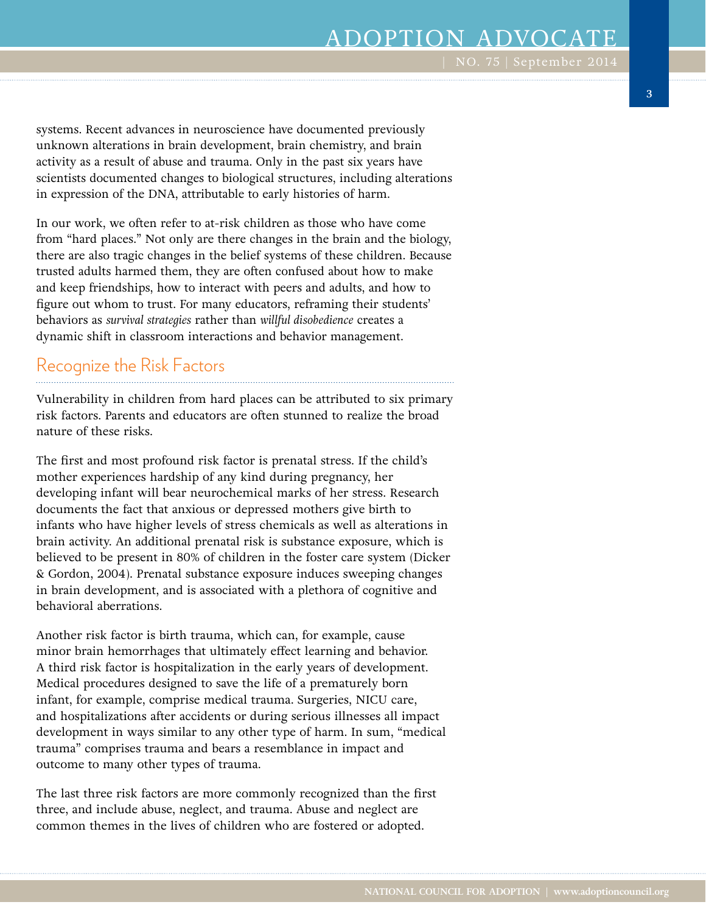systems. Recent advances in neuroscience have documented previously unknown alterations in brain development, brain chemistry, and brain activity as a result of abuse and trauma. Only in the past six years have scientists documented changes to biological structures, including alterations in expression of the DNA, attributable to early histories of harm.

In our work, we often refer to at-risk children as those who have come from "hard places." Not only are there changes in the brain and the biology, there are also tragic changes in the belief systems of these children. Because trusted adults harmed them, they are often confused about how to make and keep friendships, how to interact with peers and adults, and how to figure out whom to trust. For many educators, reframing their students' behaviors as *survival strategies* rather than *willful disobedience* creates a dynamic shift in classroom interactions and behavior management.

## Recognize the Risk Factors

Vulnerability in children from hard places can be attributed to six primary risk factors. Parents and educators are often stunned to realize the broad nature of these risks.

The first and most profound risk factor is prenatal stress. If the child's mother experiences hardship of any kind during pregnancy, her developing infant will bear neurochemical marks of her stress. Research documents the fact that anxious or depressed mothers give birth to infants who have higher levels of stress chemicals as well as alterations in brain activity. An additional prenatal risk is substance exposure, which is believed to be present in 80% of children in the foster care system (Dicker & Gordon, 2004). Prenatal substance exposure induces sweeping changes in brain development, and is associated with a plethora of cognitive and behavioral aberrations.

Another risk factor is birth trauma, which can, for example, cause minor brain hemorrhages that ultimately effect learning and behavior. A third risk factor is hospitalization in the early years of development. Medical procedures designed to save the life of a prematurely born infant, for example, comprise medical trauma. Surgeries, NICU care, and hospitalizations after accidents or during serious illnesses all impact development in ways similar to any other type of harm. In sum, "medical trauma" comprises trauma and bears a resemblance in impact and outcome to many other types of trauma.

The last three risk factors are more commonly recognized than the first three, and include abuse, neglect, and trauma. Abuse and neglect are common themes in the lives of children who are fostered or adopted.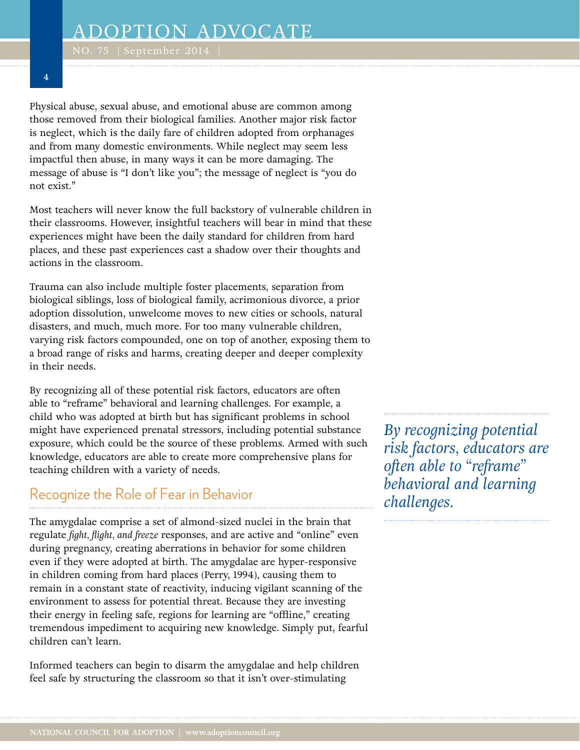Physical abuse, sexual abuse, and emotional abuse are common among those removed from their biological families. Another major risk factor is neglect, which is the daily fare of children adopted from orphanages and from many domestic environments. While neglect may seem less impactful then abuse, in many ways it can be more damaging. The message of abuse is "I don't like you"; the message of neglect is "you do not exist."

Most teachers will never know the full backstory of vulnerable children in their classrooms. However, insightful teachers will bear in mind that these experiences might have been the daily standard for children from hard places, and these past experiences cast a shadow over their thoughts and actions in the classroom.

Trauma can also include multiple foster placements, separation from biological siblings, loss of biological family, acrimonious divorce, a prior adoption dissolution, unwelcome moves to new cities or schools, natural disasters, and much, much more. For too many vulnerable children, varying risk factors compounded, one on top of another, exposing them to a broad range of risks and harms, creating deeper and deeper complexity in their needs.

By recognizing all of these potential risk factors, educators are often able to "reframe" behavioral and learning challenges. For example, a child who was adopted at birth but has significant problems in school might have experienced prenatal stressors, including potential substance exposure, which could be the source of these problems. Armed with such knowledge, educators are able to create more comprehensive plans for teaching children with a variety of needs.

> *By recognizing potential risk factors, educators are often able to "reframe" behavioral and learning challenges.*

## Recognize the Role of Fear in Behavior

The amygdalae comprise a set of almond-sized nuclei in the brain that regulate *fight, flight, and freeze* responses, and are active and "online" even during pregnancy, creating aberrations in behavior for some children even if they were adopted at birth. The amygdalae are hyper-responsive in children coming from hard places (Perry, 1994), causing them to remain in a constant state of reactivity, inducing vigilant scanning of the environment to assess for potential threat. Because they are investing their energy in feeling safe, regions for learning are "offline," creating tremendous impediment to acquiring new knowledge. Simply put, fearful children can't learn.

Informed teachers can begin to disarm the amygdalae and help children feel safe by structuring the classroom so that it isn't over-stimulating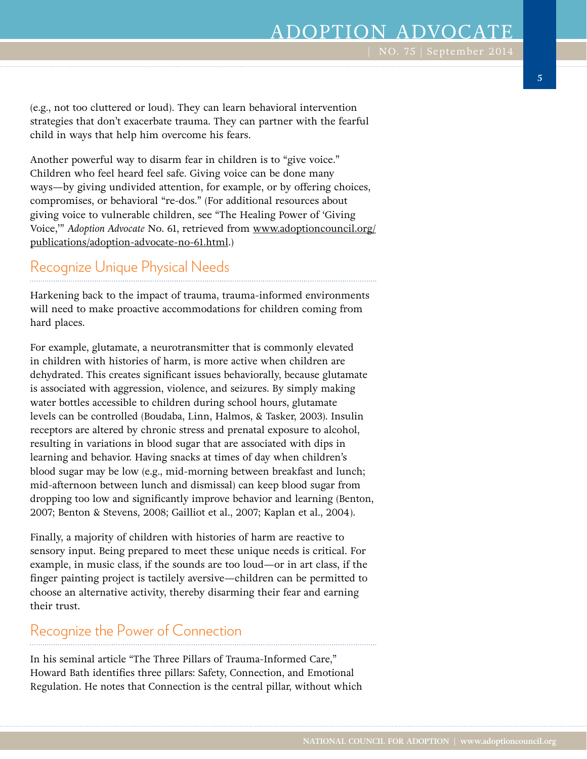(e.g., not too cluttered or loud). They can learn behavioral intervention strategies that don't exacerbate trauma. They can partner with the fearful child in ways that help him overcome his fears.

Another powerful way to disarm fear in children is to "give voice." Children who feel heard feel safe. Giving voice can be done many ways—by giving undivided attention, for example, or by offering choices, compromises, or behavioral "re-dos." (For additional resources about giving voice to vulnerable children, see "The Healing Power of 'Giving Voice,'" *Adoption Advocate* No. 61, retrieved from www.adoptioncouncil.org/publications/adoption-advocate-no-61.html.)

## Recognize Unique Physical Needs

Harkening back to the impact of trauma, trauma-informed environments will need to make proactive accommodations for children coming from hard places.

For example, glutamate, a neurotransmitter that is commonly elevated in children with histories of harm, is more active when children are dehydrated. This creates significant issues behaviorally, because glutamate is associated with aggression, violence, and seizures. By simply making water bottles accessible to children during school hours, glutamate levels can be controlled (Boudaba, Linn, Halmos, & Tasker, 2003). Insulin receptors are altered by chronic stress and prenatal exposure to alcohol, resulting in variations in blood sugar that are associated with dips in learning and behavior. Having snacks at times of day when children's blood sugar may be low (e.g., mid-morning between breakfast and lunch; mid-afternoon between lunch and dismissal) can keep blood sugar from dropping too low and significantly improve behavior and learning (Benton, 2007; Benton & Stevens, 2008; Gailliot et al., 2007; Kaplan et al., 2004).

Finally, a majority of children with histories of harm are reactive to sensory input. Being prepared to meet these unique needs is critical. For example, in music class, if the sounds are too loud—or in art class, if the finger painting project is tactilely aversive—children can be permitted to choose an alternative activity, thereby disarming their fear and earning their trust.

## Recognize the Power of Connection

In his seminal article "The Three Pillars of Trauma-Informed Care," Howard Bath identifies three pillars: Safety, Connection, and Emotional Regulation. He notes that Connection is the central pillar, without which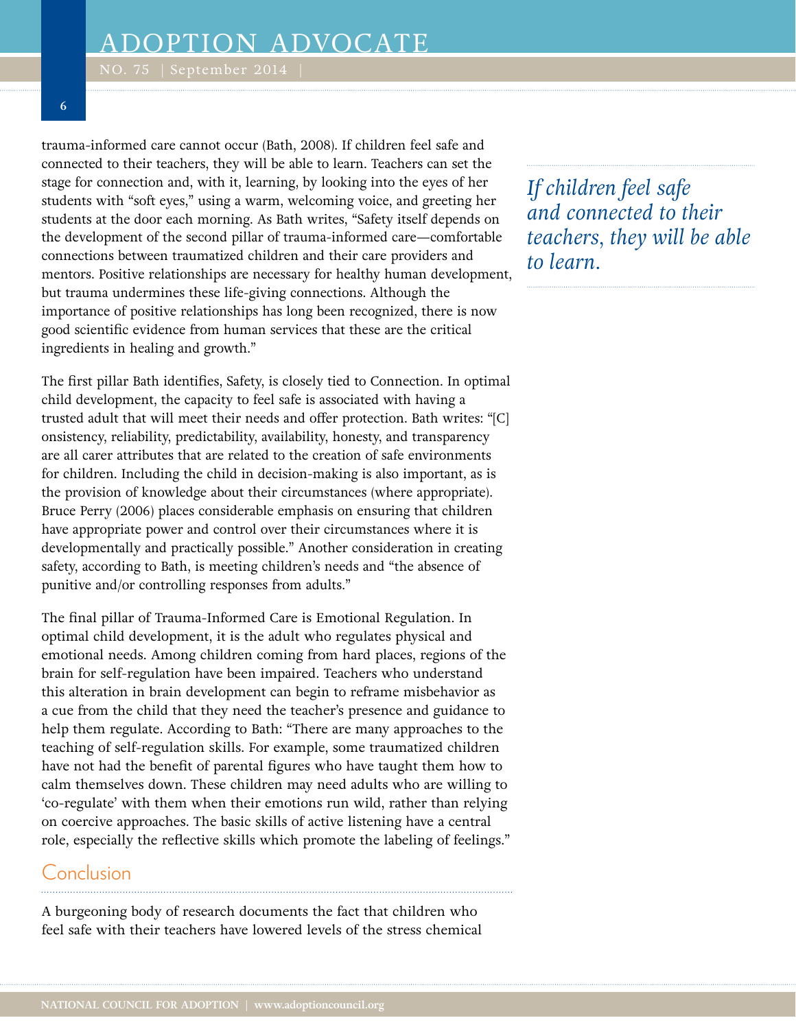trauma-informed care cannot occur (Bath, 2008). If children feel safe and connected to their teachers, they will be able to learn. Teachers can set the stage for connection and, with it, learning, by looking into the eyes of her students with "soft eyes," using a warm, welcoming voice, and greeting her students at the door each morning. As Bath writes, "Safety itself depends on the development of the second pillar of trauma-informed care—comfortable connections between traumatized children and their care providers and mentors. Positive relationships are necessary for healthy human development, but trauma undermines these life-giving connections. Although the importance of positive relationships has long been recognized, there is now good scientific evidence from human services that these are the critical ingredients in healing and growth."

*If children feel safe and connected to their teachers, they will be able to learn.*

The first pillar Bath identifies, Safety, is closely tied to Connection. In optimal child development, the capacity to feel safe is associated with having a trusted adult that will meet their needs and offer protection. Bath writes: "[C]onsistency, reliability, predictability, availability, honesty, and transparency are all carer attributes that are related to the creation of safe environments for children. Including the child in decision-making is also important, as is the provision of knowledge about their circumstances (where appropriate). Bruce Perry (2006) places considerable emphasis on ensuring that children have appropriate power and control over their circumstances where it is developmentally and practically possible." Another consideration in creating safety, according to Bath, is meeting children's needs and "the absence of punitive and/or controlling responses from adults."

The final pillar of Trauma-Informed Care is Emotional Regulation. In optimal child development, it is the adult who regulates physical and emotional needs. Among children coming from hard places, regions of the brain for self-regulation have been impaired. Teachers who understand this alteration in brain development can begin to reframe misbehavior as a cue from the child that they need the teacher's presence and guidance to help them regulate. According to Bath: "There are many approaches to the teaching of self-regulation skills. For example, some traumatized children have not had the benefit of parental figures who have taught them how to calm themselves down. These children may need adults who are willing to 'co-regulate' with them when their emotions run wild, rather than relying on coercive approaches. The basic skills of active listening have a central role, especially the reflective skills which promote the labeling of feelings."

## Conclusion

A burgeoning body of research documents the fact that children who feel safe with their teachers have lowered levels of the stress chemical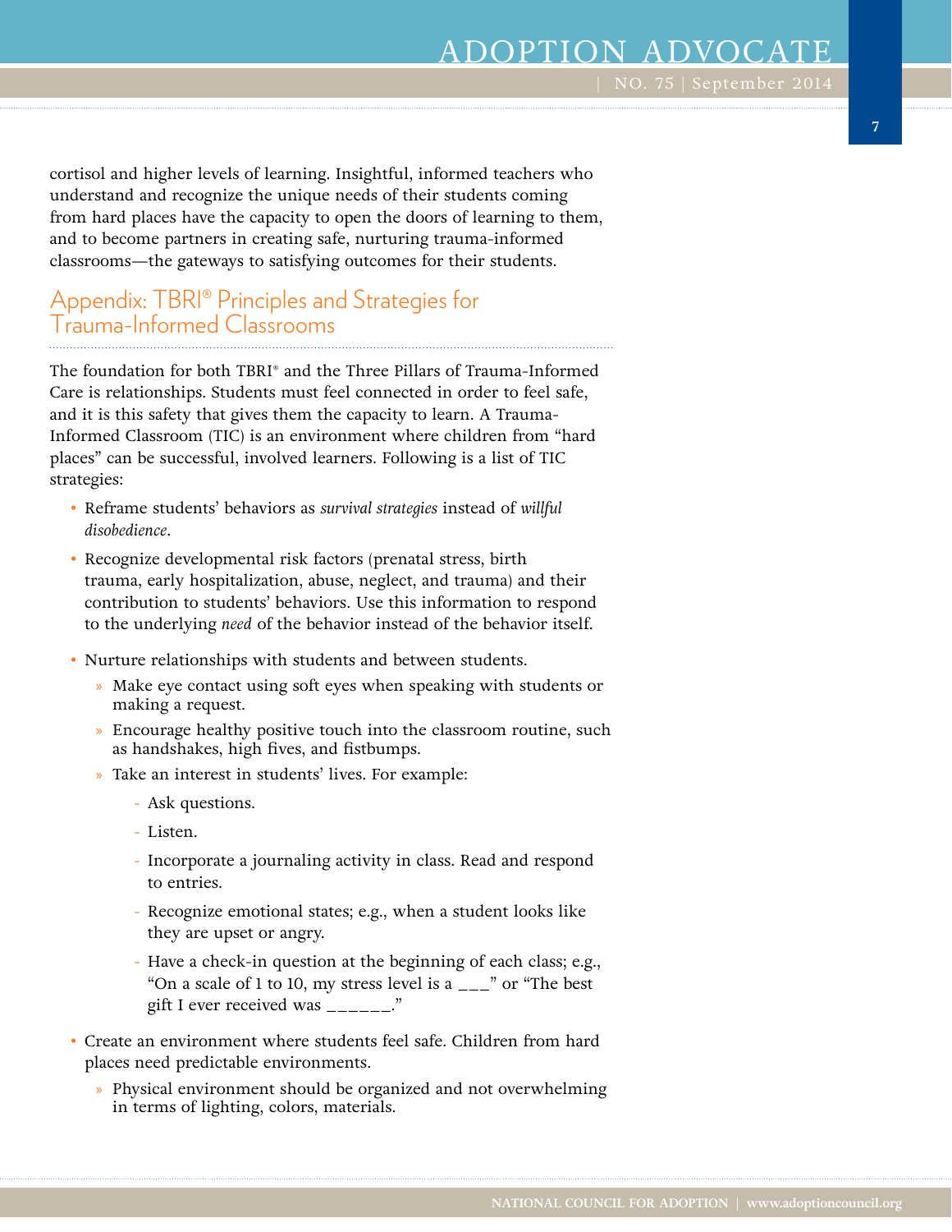cortisol and higher levels of learning. Insightful, informed teachers who understand and recognize the unique needs of their students coming from hard places have the capacity to open the doors of learning to them, and to become partners in creating safe, nurturing trauma-informed classrooms—the gateways to satisfying outcomes for their students.

## Appendix: TBRI® Principles and Strategies for Trauma-Informed Classrooms

The foundation for both TBRI® and the Three Pillars of Trauma-Informed Care is relationships. Students must feel connected in order to feel safe, and it is this safety that gives them the capacity to learn. A Trauma-Informed Classroom (TIC) is an environment where children from "hard places" can be successful, involved learners. Following is a list of TIC strategies:

- Reframe students' behaviors as *survival strategies* instead of *willful disobedience*.
- Recognize developmental risk factors (prenatal stress, birth trauma, early hospitalization, abuse, neglect, and trauma) and their contribution to students' behaviors. Use this information to respond to the underlying *need* of the behavior instead of the behavior itself.
- Nurture relationships with students and between students.
    - Make eye contact using soft eyes when speaking with students or making a request.
    - Encourage healthy positive touch into the classroom routine, such as handshakes, high fives, and fistbumps.
    - Take an interest in students' lives. For example:
        - Ask questions.
        - Listen.
        - Incorporate a journaling activity in class. Read and respond to entries.
        - Recognize emotional states; e.g., when a student looks like they are upset or angry.
        - Have a check-in question at the beginning of each class; e.g., "On a scale of 1 to 10, my stress level is a ___" or "The best gift I ever received was ______."
- Create an environment where students feel safe. Children from hard places need predictable environments.
    - Physical environment should be organized and not overwhelming in terms of lighting, colors, materials.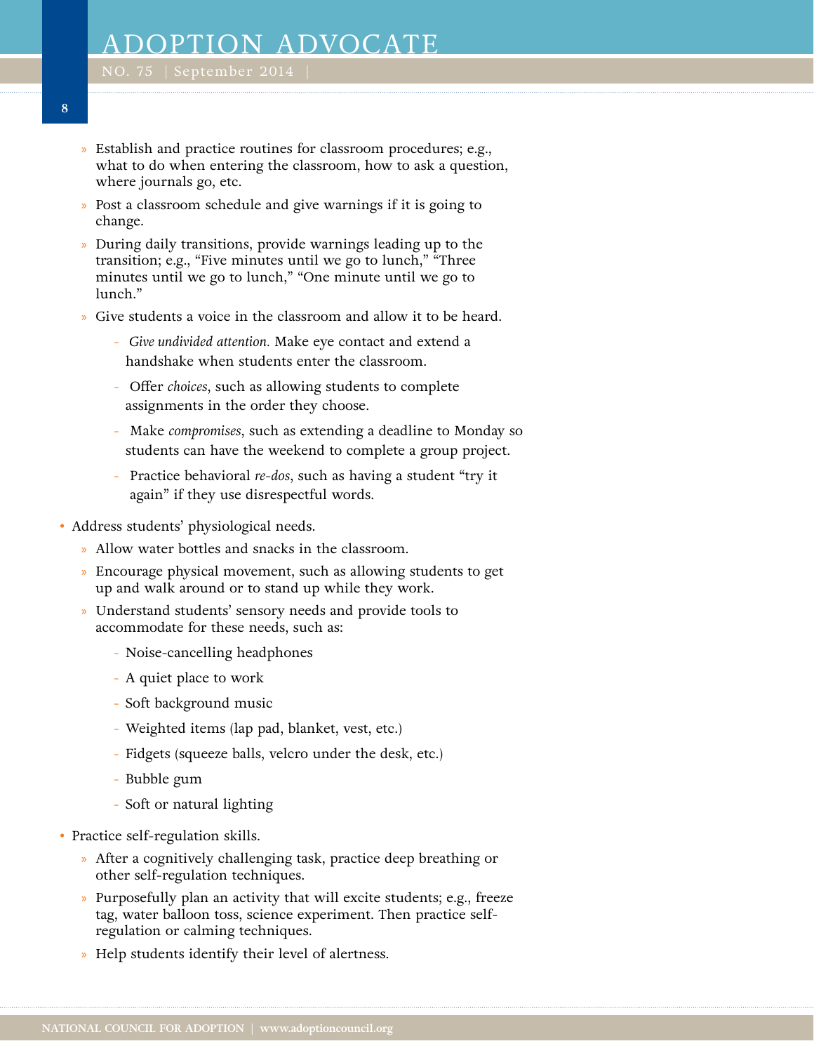- Establish and practice routines for classroom procedures; e.g., what to do when entering the classroom, how to ask a question, where journals go, etc.
- Post a classroom schedule and give warnings if it is going to change.
- During daily transitions, provide warnings leading up to the transition; e.g., "Five minutes until we go to lunch," "Three minutes until we go to lunch," "One minute until we go to lunch."
- Give students a voice in the classroom and allow it to be heard.
  - *Give undivided attention.* Make eye contact and extend a handshake when students enter the classroom.
  - Offer *choices*, such as allowing students to complete assignments in the order they choose.
  - Make *compromises*, such as extending a deadline to Monday so students can have the weekend to complete a group project.
  - Practice behavioral *re-dos*, such as having a student "try it again" if they use disrespectful words.

- Address students' physiological needs.
  - Allow water bottles and snacks in the classroom.
  - Encourage physical movement, such as allowing students to get up and walk around or to stand up while they work.
  - Understand students' sensory needs and provide tools to accommodate for these needs, such as:
    - Noise-cancelling headphones
    - A quiet place to work
    - Soft background music
    - Weighted items (lap pad, blanket, vest, etc.)
    - Fidgets (squeeze balls, velcro under the desk, etc.)
    - Bubble gum
    - Soft or natural lighting

- Practice self-regulation skills.
  - After a cognitively challenging task, practice deep breathing or other self-regulation techniques.
  - Purposefully plan an activity that will excite students; e.g., freeze tag, water balloon toss, science experiment. Then practice self-regulation or calming techniques.
  - Help students identify their level of alertness.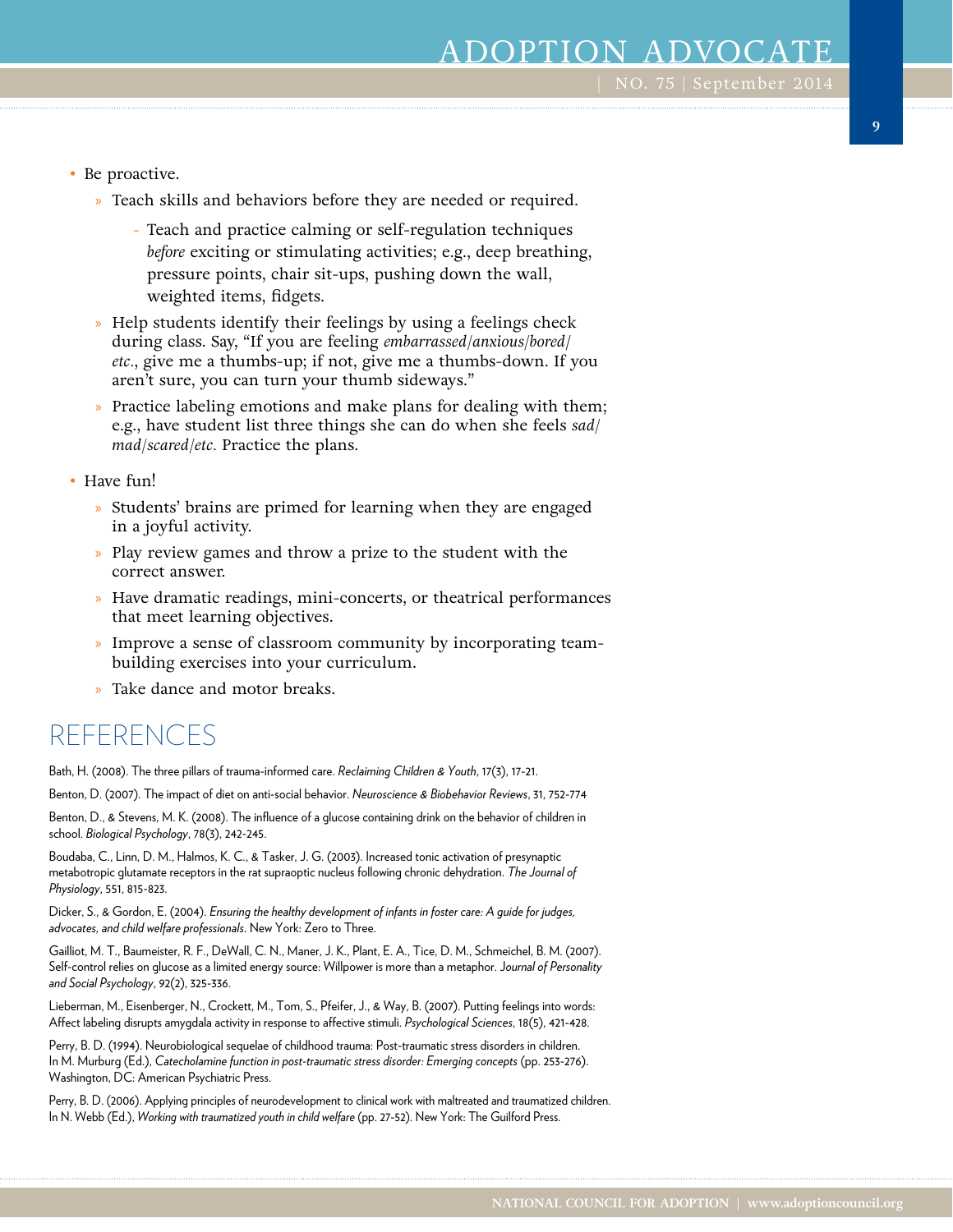- Be proactive.
  - Teach skills and behaviors before they are needed or required.
    - Teach and practice calming or self-regulation techniques *before* exciting or stimulating activities; e.g., deep breathing, pressure points, chair sit-ups, pushing down the wall, weighted items, fidgets.
  - Help students identify their feelings by using a feelings check during class. Say, "If you are feeling *embarrassed/anxious/bored/etc*., give me a thumbs-up; if not, give me a thumbs-down. If you aren't sure, you can turn your thumb sideways."
  - Practice labeling emotions and make plans for dealing with them; e.g., have student list three things she can do when she feels *sad/mad/scared/etc*. Practice the plans.
- Have fun!
  - Students' brains are primed for learning when they are engaged in a joyful activity.
  - Play review games and throw a prize to the student with the correct answer.
  - Have dramatic readings, mini-concerts, or theatrical performances that meet learning objectives.
  - Improve a sense of classroom community by incorporating team-building exercises into your curriculum.
  - Take dance and motor breaks.

## REFERENCES

Bath, H. (2008). The three pillars of trauma-informed care. *Reclaiming Children & Youth*, 17(3), 17-21.

Benton, D. (2007). The impact of diet on anti-social behavior. *Neuroscience & Biobehavior Reviews*, 31, 752-774

Benton, D., & Stevens, M. K. (2008). The influence of a glucose containing drink on the behavior of children in school. *Biological Psychology*, 78(3), 242-245.

Boudaba, C., Linn, D. M., Halmos, K. C., & Tasker, J. G. (2003). Increased tonic activation of presynaptic metabotropic glutamate receptors in the rat supraoptic nucleus following chronic dehydration. *The Journal of Physiology*, 551, 815-823.

Dicker, S., & Gordon, E. (2004). *Ensuring the healthy development of infants in foster care: A guide for judges, advocates, and child welfare professionals*. New York: Zero to Three.

Gailliot, M. T., Baumeister, R. F., DeWall, C. N., Maner, J. K., Plant, E. A., Tice, D. M., Schmeichel, B. M. (2007). Self-control relies on glucose as a limited energy source: Willpower is more than a metaphor. *Journal of Personality and Social Psychology*, 92(2), 325-336.

Lieberman, M., Eisenberger, N., Crockett, M., Tom, S., Pfeifer, J., & Way, B. (2007). Putting feelings into words: Affect labeling disrupts amygdala activity in response to affective stimuli. *Psychological Sciences*, 18(5), 421-428.

Perry, B. D. (1994). Neurobiological sequelae of childhood trauma: Post-traumatic stress disorders in children. In M. Murburg (Ed.), *Catecholamine function in post-traumatic stress disorder: Emerging concepts* (pp. 253-276). Washington, DC: American Psychiatric Press.

Perry, B. D. (2006). Applying principles of neurodevelopment to clinical work with maltreated and traumatized children. In N. Webb (Ed.), *Working with traumatized youth in child welfare* (pp. 27-52). New York: The Guilford Press.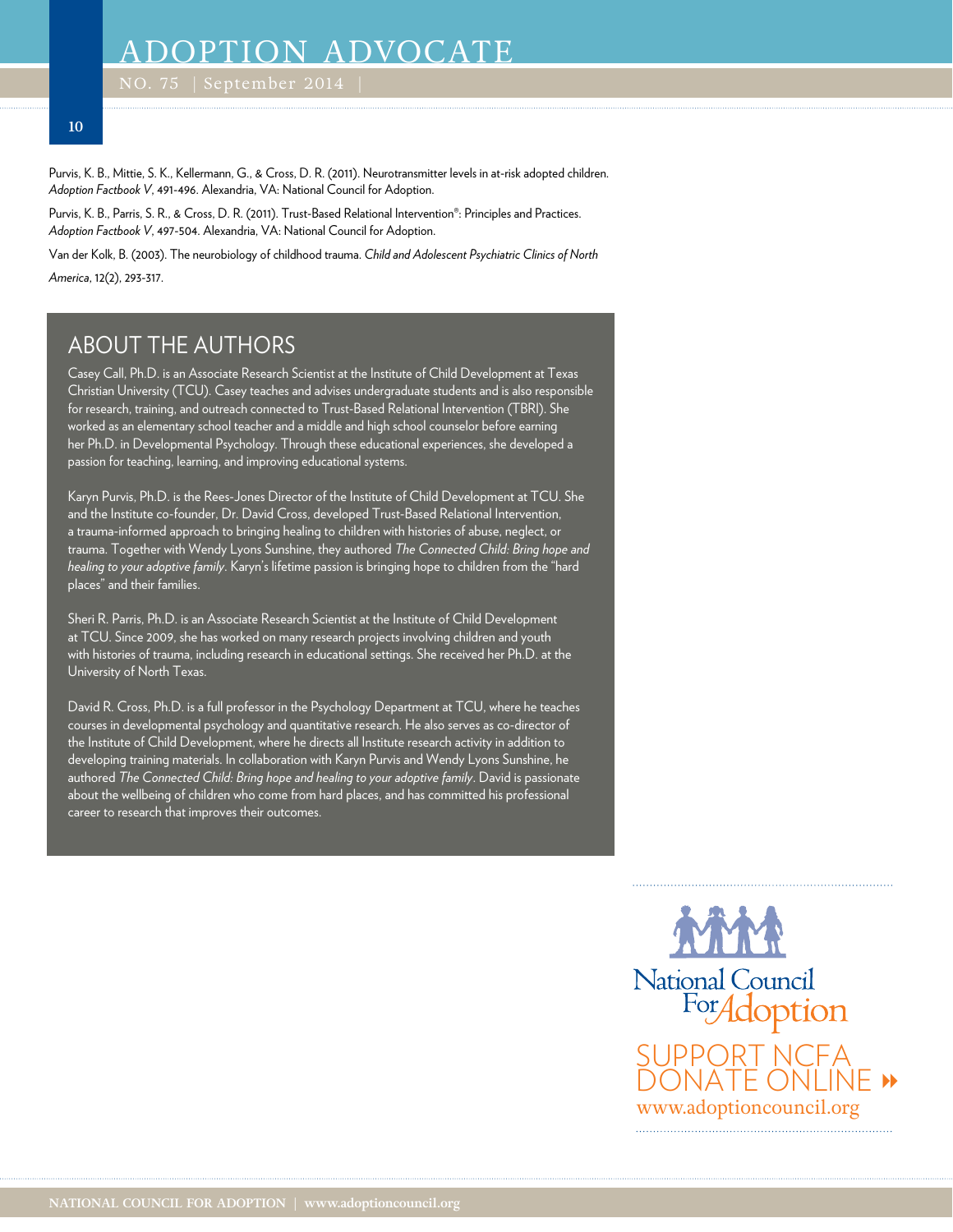Purvis, K. B., Mittie, S. K., Kellermann, G., & Cross, D. R. (2011). Neurotransmitter levels in at-risk adopted children. *Adoption Factbook V*, 491-496. Alexandria, VA: National Council for Adoption.

Purvis, K. B., Parris, S. R., & Cross, D. R. (2011). Trust-Based Relational Intervention®: Principles and Practices. *Adoption Factbook V*, 497-504. Alexandria, VA: National Council for Adoption.

Van der Kolk, B. (2003). The neurobiology of childhood trauma. *Child and Adolescent Psychiatric Clinics of North America*, 12(2), 293-317.

## ABOUT THE AUTHORS

Casey Call, Ph.D. is an Associate Research Scientist at the Institute of Child Development at Texas Christian University (TCU). Casey teaches and advises undergraduate students and is also responsible for research, training, and outreach connected to Trust-Based Relational Intervention (TBRI). She worked as an elementary school teacher and a middle and high school counselor before earning her Ph.D. in Developmental Psychology. Through these educational experiences, she developed a passion for teaching, learning, and improving educational systems.

Karyn Purvis, Ph.D. is the Rees-Jones Director of the Institute of Child Development at TCU. She and the Institute co-founder, Dr. David Cross, developed Trust-Based Relational Intervention, a trauma-informed approach to bringing healing to children with histories of abuse, neglect, or trauma. Together with Wendy Lyons Sunshine, they authored *The Connected Child: Bring hope and healing to your adoptive family*. Karyn's lifetime passion is bringing hope to children from the "hard places" and their families.

Sheri R. Parris, Ph.D. is an Associate Research Scientist at the Institute of Child Development at TCU. Since 2009, she has worked on many research projects involving children and youth with histories of trauma, including research in educational settings. She received her Ph.D. at the University of North Texas.

David R. Cross, Ph.D. is a full professor in the Psychology Department at TCU, where he teaches courses in developmental psychology and quantitative research. He also serves as co-director of the Institute of Child Development, where he directs all Institute research activity in addition to developing training materials. In collaboration with Karyn Purvis and Wendy Lyons Sunshine, he authored *The Connected Child: Bring hope and healing to your adoptive family*. David is passionate about the wellbeing of children who come from hard places, and has committed his professional career to research that improves their outcomes.

National Council For Adoption

SUPPORT NCFA
DONATE ONLINE

www.adoptioncouncil.org